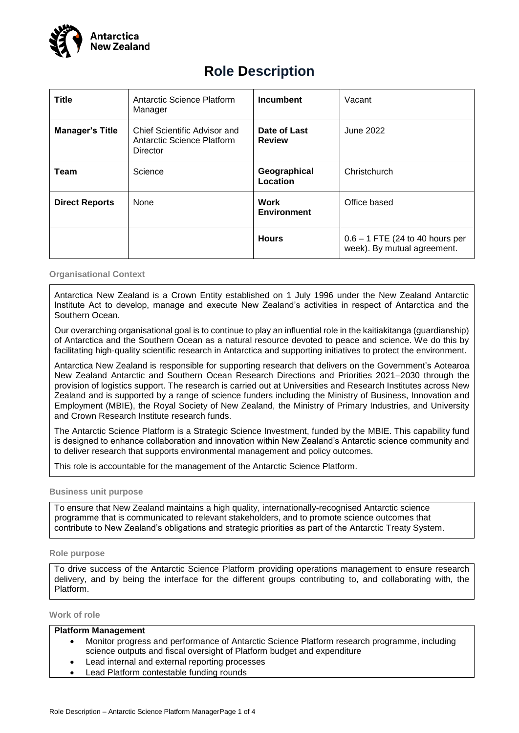Antarctica New Zealand

# Role Description

| Title | Antarctic Science Platform Manager | Incumbent | Vacant |
|---|---|---|---|
| **Manager's Title** | Chief Scientific Advisor and Antarctic Science Platform Director | **Date of Last Review** | June 2022 |
| **Team** | Science | **Geographical Location** | Christchurch |
| **Direct Reports** | None | **Work Environment** | Office based |
| | | **Hours** | 0.6 – 1 FTE (24 to 40 hours per week). By mutual agreement. |

## Organisational Context

Antarctica New Zealand is a Crown Entity established on 1 July 1996 under the New Zealand Antarctic Institute Act to develop, manage and execute New Zealand's activities in respect of Antarctica and the Southern Ocean.

Our overarching organisational goal is to continue to play an influential role in the kaitiakitanga (guardianship) of Antarctica and the Southern Ocean as a natural resource devoted to peace and science. We do this by facilitating high-quality scientific research in Antarctica and supporting initiatives to protect the environment.

Antarctica New Zealand is responsible for supporting research that delivers on the Government's Aotearoa New Zealand Antarctic and Southern Ocean Research Directions and Priorities 2021–2030 through the provision of logistics support. The research is carried out at Universities and Research Institutes across New Zealand and is supported by a range of science funders including the Ministry of Business, Innovation and Employment (MBIE), the Royal Society of New Zealand, the Ministry of Primary Industries, and University and Crown Research Institute research funds.

The Antarctic Science Platform is a Strategic Science Investment, funded by the MBIE. This capability fund is designed to enhance collaboration and innovation within New Zealand's Antarctic science community and to deliver research that supports environmental management and policy outcomes.

This role is accountable for the management of the Antarctic Science Platform.

## Business unit purpose

To ensure that New Zealand maintains a high quality, internationally-recognised Antarctic science programme that is communicated to relevant stakeholders, and to promote science outcomes that contribute to New Zealand's obligations and strategic priorities as part of the Antarctic Treaty System.

## Role purpose

To drive success of the Antarctic Science Platform providing operations management to ensure research delivery, and by being the interface for the different groups contributing to, and collaborating with, the Platform.

## Work of role

**Platform Management**

- Monitor progress and performance of Antarctic Science Platform research programme, including science outputs and fiscal oversight of Platform budget and expenditure
- Lead internal and external reporting processes
- Lead Platform contestable funding rounds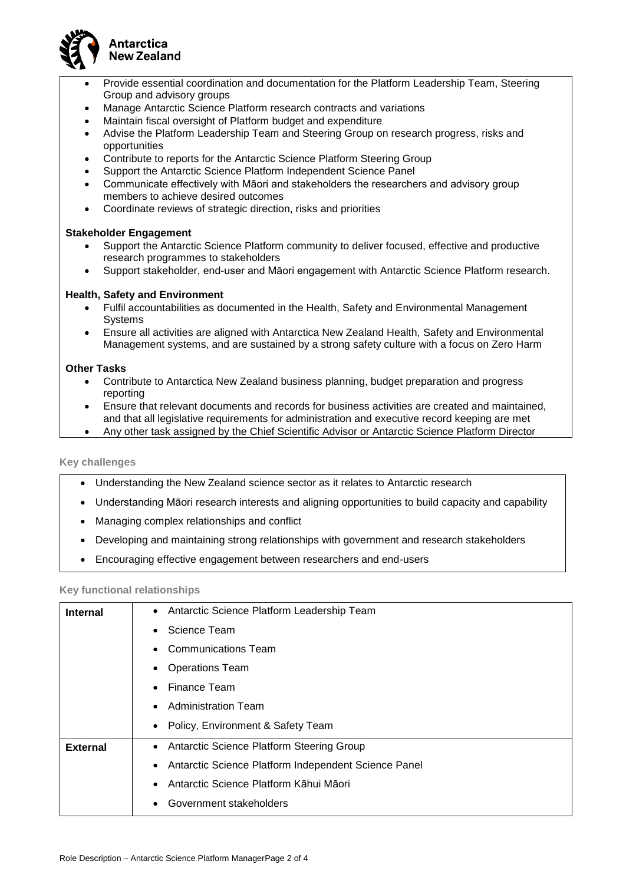- Provide essential coordination and documentation for the Platform Leadership Team, Steering Group and advisory groups
- Manage Antarctic Science Platform research contracts and variations
- Maintain fiscal oversight of Platform budget and expenditure
- Advise the Platform Leadership Team and Steering Group on research progress, risks and opportunities
- Contribute to reports for the Antarctic Science Platform Steering Group
- Support the Antarctic Science Platform Independent Science Panel
- Communicate effectively with Māori and stakeholders the researchers and advisory group members to achieve desired outcomes
- Coordinate reviews of strategic direction, risks and priorities

**Stakeholder Engagement**

- Support the Antarctic Science Platform community to deliver focused, effective and productive research programmes to stakeholders
- Support stakeholder, end-user and Māori engagement with Antarctic Science Platform research.

**Health, Safety and Environment**

- Fulfil accountabilities as documented in the Health, Safety and Environmental Management Systems
- Ensure all activities are aligned with Antarctica New Zealand Health, Safety and Environmental Management systems, and are sustained by a strong safety culture with a focus on Zero Harm

**Other Tasks**

- Contribute to Antarctica New Zealand business planning, budget preparation and progress reporting
- Ensure that relevant documents and records for business activities are created and maintained, and that all legislative requirements for administration and executive record keeping are met
- Any other task assigned by the Chief Scientific Advisor or Antarctic Science Platform Director

## Key challenges

- Understanding the New Zealand science sector as it relates to Antarctic research
- Understanding Māori research interests and aligning opportunities to build capacity and capability
- Managing complex relationships and conflict
- Developing and maintaining strong relationships with government and research stakeholders
- Encouraging effective engagement between researchers and end-users

## Key functional relationships

| | |
|---|---|
| **Internal** | • Antarctic Science Platform Leadership Team<br>• Science Team<br>• Communications Team<br>• Operations Team<br>• Finance Team<br>• Administration Team<br>• Policy, Environment & Safety Team |
| **External** | • Antarctic Science Platform Steering Group<br>• Antarctic Science Platform Independent Science Panel<br>• Antarctic Science Platform Kāhui Māori<br>• Government stakeholders |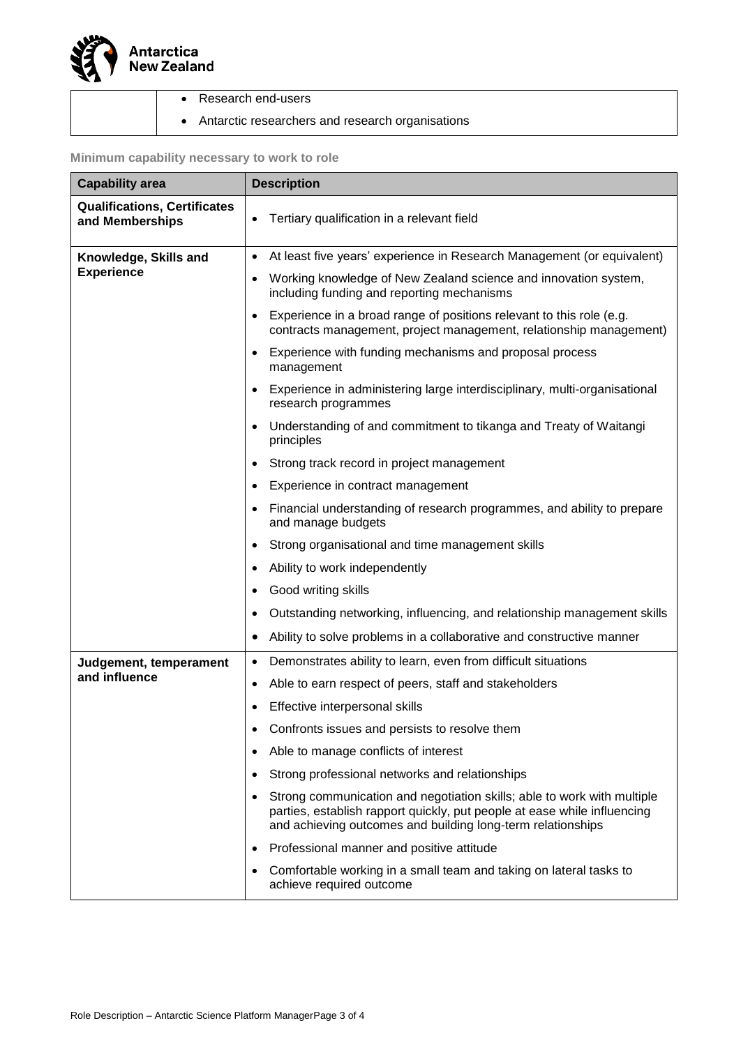| | |
|---|---|
| | • Research end-users<br>• Antarctic researchers and research organisations |

**Minimum capability necessary to work to role**

| Capability area | Description |
|---|---|
| **Qualifications, Certificates and Memberships** | • Tertiary qualification in a relevant field |
| **Knowledge, Skills and Experience** | • At least five years' experience in Research Management (or equivalent)<br>• Working knowledge of New Zealand science and innovation system, including funding and reporting mechanisms<br>• Experience in a broad range of positions relevant to this role (e.g. contracts management, project management, relationship management)<br>• Experience with funding mechanisms and proposal process management<br>• Experience in administering large interdisciplinary, multi-organisational research programmes<br>• Understanding of and commitment to tikanga and Treaty of Waitangi principles<br>• Strong track record in project management<br>• Experience in contract management<br>• Financial understanding of research programmes, and ability to prepare and manage budgets<br>• Strong organisational and time management skills<br>• Ability to work independently<br>• Good writing skills<br>• Outstanding networking, influencing, and relationship management skills<br>• Ability to solve problems in a collaborative and constructive manner |
| **Judgement, temperament and influence** | • Demonstrates ability to learn, even from difficult situations<br>• Able to earn respect of peers, staff and stakeholders<br>• Effective interpersonal skills<br>• Confronts issues and persists to resolve them<br>• Able to manage conflicts of interest<br>• Strong professional networks and relationships<br>• Strong communication and negotiation skills; able to work with multiple parties, establish rapport quickly, put people at ease while influencing and achieving outcomes and building long-term relationships<br>• Professional manner and positive attitude<br>• Comfortable working in a small team and taking on lateral tasks to achieve required outcome |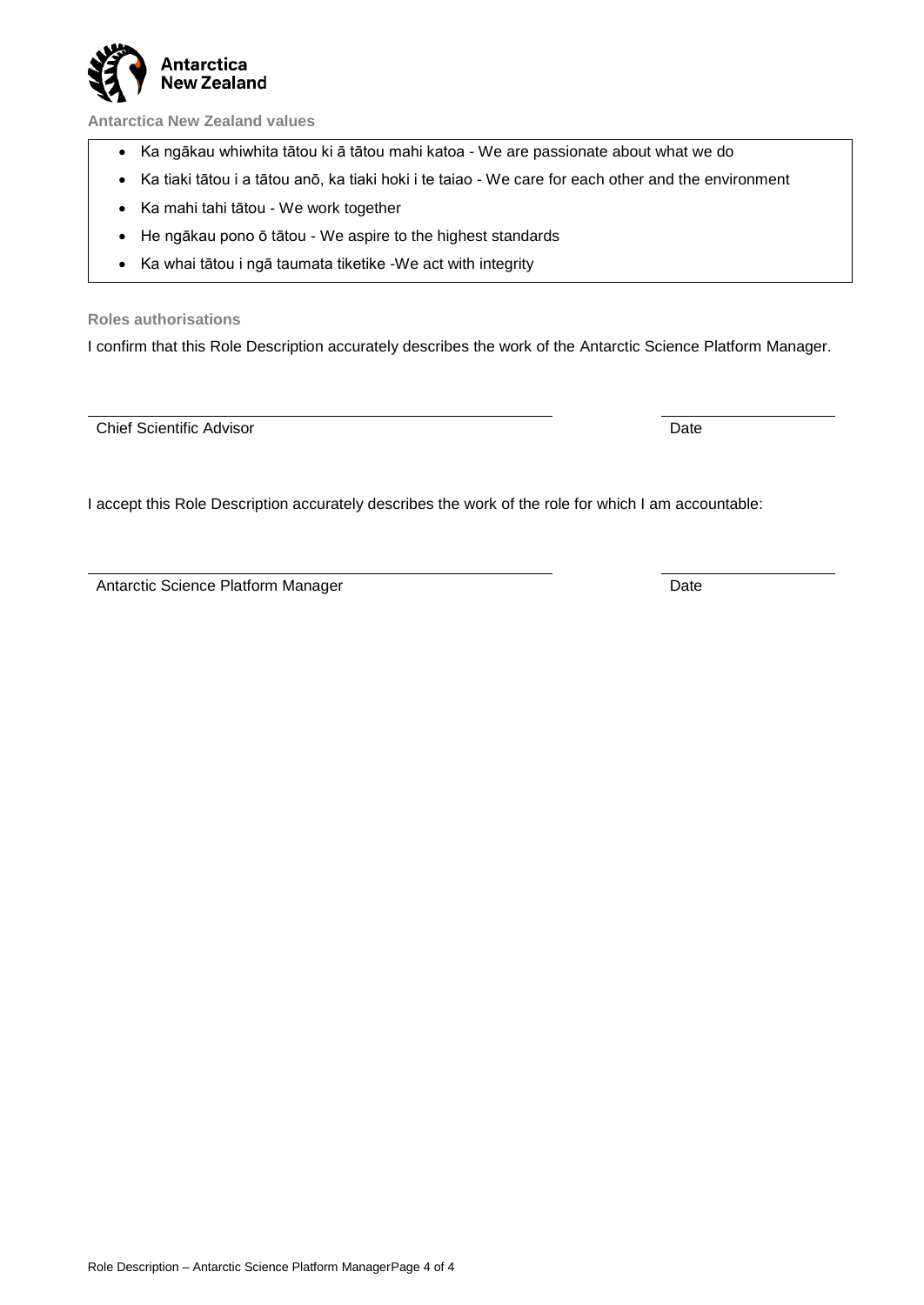**Antarctica New Zealand values**

- Ka ngākau whiwhita tātou ki ā tātou mahi katoa - We are passionate about what we do
- Ka tiaki tātou i a tātou anō, ka tiaki hoki i te taiao - We care for each other and the environment
- Ka mahi tahi tātou - We work together
- He ngākau pono ō tātou - We aspire to the highest standards
- Ka whai tātou i ngā taumata tiketike -We act with integrity

**Roles authorisations**

I confirm that this Role Description accurately describes the work of the Antarctic Science Platform Manager.

Chief Scientific Advisor | Date

I accept this Role Description accurately describes the work of the role for which I am accountable:

Antarctic Science Platform Manager | Date